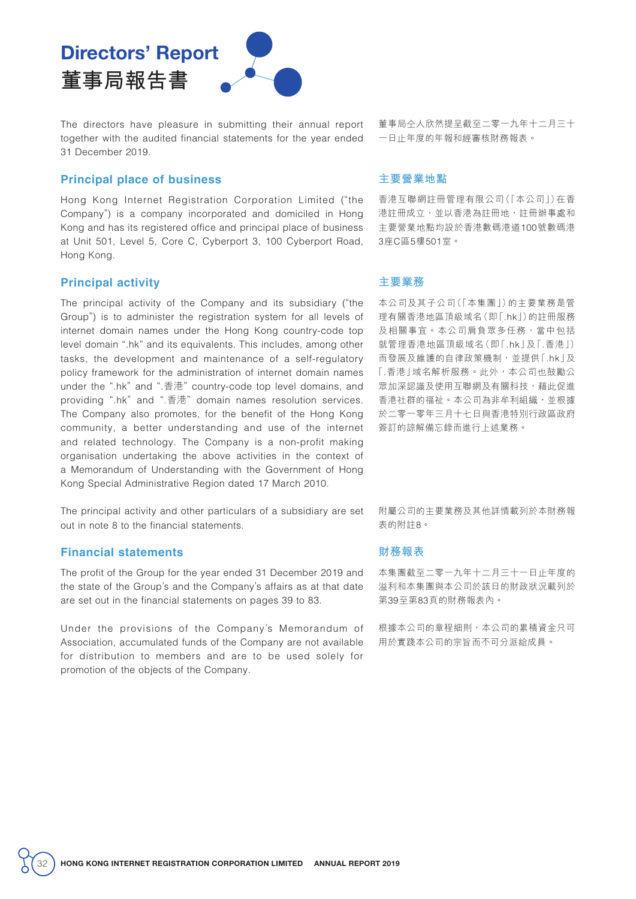# Directors' Report
# 董事局報告書

The directors have pleasure in submitting their annual report together with the audited financial statements for the year ended 31 December 2019.

董事局仝人欣然提呈截至二零一九年十二月三十一日止年度的年報和經審核財務報表。

## Principal place of business

Hong Kong Internet Registration Corporation Limited ("the Company") is a company incorporated and domiciled in Hong Kong and has its registered office and principal place of business at Unit 501, Level 5, Core C, Cyberport 3, 100 Cyberport Road, Hong Kong.

## 主要營業地點

香港互聯網註冊管理有限公司(「本公司」)在香港註冊成立,並以香港為註冊地,註冊辦事處和主要營業地點均設於香港數碼港道100號數碼港3座C區5樓501室。

## Principal activity

The principal activity of the Company and its subsidiary ("the Group") is to administer the registration system for all levels of internet domain names under the Hong Kong country-code top level domain ".hk" and its equivalents. This includes, among other tasks, the development and maintenance of a self-regulatory policy framework for the administration of internet domain names under the ".hk" and ".香港" country-code top level domains, and providing ".hk" and ".香港" domain names resolution services. The Company also promotes, for the benefit of the Hong Kong community, a better understanding and use of the internet and related technology. The Company is a non-profit making organisation undertaking the above activities in the context of a Memorandum of Understanding with the Government of Hong Kong Special Administrative Region dated 17 March 2010.

The principal activity and other particulars of a subsidiary are set out in note 8 to the financial statements.

## 主要業務

本公司及其子公司(「本集團」)的主要業務是管理有關香港地區頂級域名(即「.hk」)的註冊服務及相關事宜。本公司肩負眾多任務,當中包括就管理香港地區頂級域名(即「.hk」及「.香港」)而發展及維護的自律政策機制,並提供「.hk」及「.香港」域名解析服務。此外,本公司也鼓勵公眾加深認識及使用互聯網及有關科技,藉此促進香港社群的福祉。本公司為非牟利組織,並根據於二零一零年三月十七日與香港特別行政區政府簽訂的諒解備忘錄而進行上述業務。

附屬公司的主要業務及其他詳情載列於本財務報表的附註8。

## Financial statements

The profit of the Group for the year ended 31 December 2019 and the state of the Group's and the Company's affairs as at that date are set out in the financial statements on pages 39 to 83.

Under the provisions of the Company's Memorandum of Association, accumulated funds of the Company are not available for distribution to members and are to be used solely for promotion of the objects of the Company.

## 財務報表

本集團截至二零一九年十二月三十一日止年度的溢利和本集團與本公司於該日的財政狀況載列於第39至第83頁的財務報表內。

根據本公司的章程細則,本公司的累積資金只可用於實踐本公司的宗旨而不可分派給成員。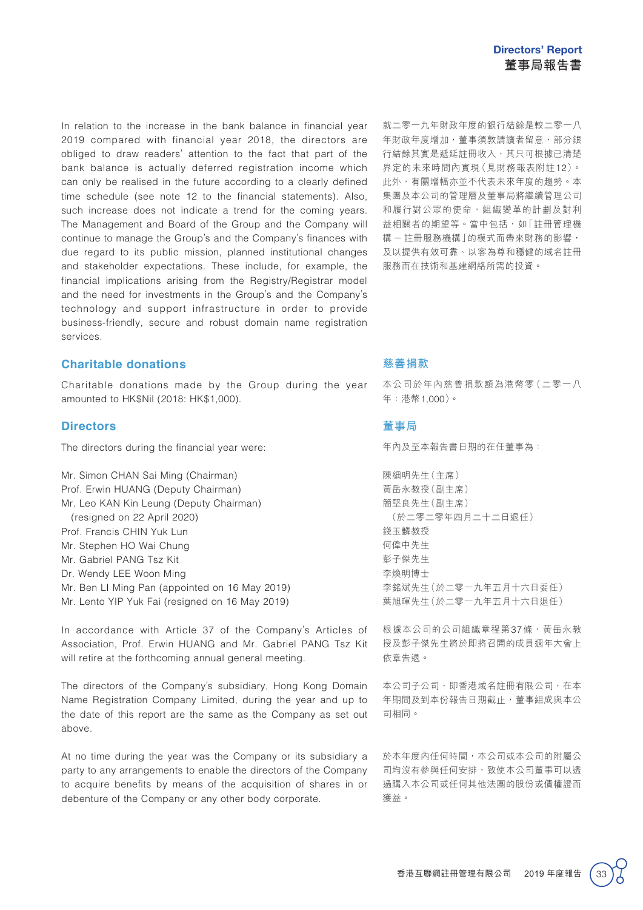In relation to the increase in the bank balance in financial year 2019 compared with financial year 2018, the directors are obliged to draw readers' attention to the fact that part of the bank balance is actually deferred registration income which can only be realised in the future according to a clearly defined time schedule (see note 12 to the financial statements). Also, such increase does not indicate a trend for the coming years. The Management and Board of the Group and the Company will continue to manage the Group's and the Company's finances with due regard to its public mission, planned institutional changes and stakeholder expectations. These include, for example, the financial implications arising from the Registry/Registrar model and the need for investments in the Group's and the Company's technology and support infrastructure to provide business-friendly, secure and robust domain name registration services.

就二零一九年財政年度的銀行結餘是較二零一八年財政年度增加，董事須敦請讀者留意，部分銀行結餘其實是遞延註冊收入，其只可根據已清楚界定的未來時間內實現（見財務報表附註12）。此外，有關增幅亦並不代表未來年度的趨勢。本集團及本公司的管理層及董事局將繼續管理公司和履行對公眾的使命，組織變革的計劃及對利益相關者的期望等。當中包括，如「註冊管理機構－註冊服務機構」的模式而帶來財務的影響，及以提供有效可靠、以客為尊和穩健的域名註冊服務而在技術和基建網絡所需的投資。

## Charitable donations

Charitable donations made by the Group during the year amounted to HK$Nil (2018: HK$1,000).

## 慈善捐款

本公司於年內慈善捐款額為港幣零（二零一八年：港幣1,000）。

## Directors

The directors during the financial year were:

Mr. Simon CHAN Sai Ming (Chairman)
Prof. Erwin HUANG (Deputy Chairman)
Mr. Leo KAN Kin Leung (Deputy Chairman)
(resigned on 22 April 2020)
Prof. Francis CHIN Yuk Lun
Mr. Stephen HO Wai Chung
Mr. Gabriel PANG Tsz Kit
Dr. Wendy LEE Woon Ming
Mr. Ben LI Ming Pan (appointed on 16 May 2019)
Mr. Lento YIP Yuk Fai (resigned on 16 May 2019)

In accordance with Article 37 of the Company's Articles of Association, Prof. Erwin HUANG and Mr. Gabriel PANG Tsz Kit will retire at the forthcoming annual general meeting.

The directors of the Company's subsidiary, Hong Kong Domain Name Registration Company Limited, during the year and up to the date of this report are the same as the Company as set out above.

At no time during the year was the Company or its subsidiary a party to any arrangements to enable the directors of the Company to acquire benefits by means of the acquisition of shares in or debenture of the Company or any other body corporate.

## 董事局

年內及至本報告書日期的在任董事為：

陳細明先生（主席）
黃岳永教授（副主席）
簡堅良先生（副主席）
（於二零二零年四月二十二日退任）
錢玉麟教授
何偉中先生
彭子傑先生
李煥明博士
李銘斌先生（於二零一九年五月十六日委任）
葉旭暉先生（於二零一九年五月十六日退任）

根據本公司的公司組織章程第37條，黃岳永教授及彭子傑先生將於即將召開的成員週年大會上依章告退。

本公司子公司，即香港域名註冊有限公司，在本年期間及到本份報告日期截止，董事組成與本公司相同。

於本年度內任何時間，本公司或本公司的附屬公司均沒有參與任何安排，致使本公司董事可以透過購入本公司或任何其他法團的股份或債權證而獲益。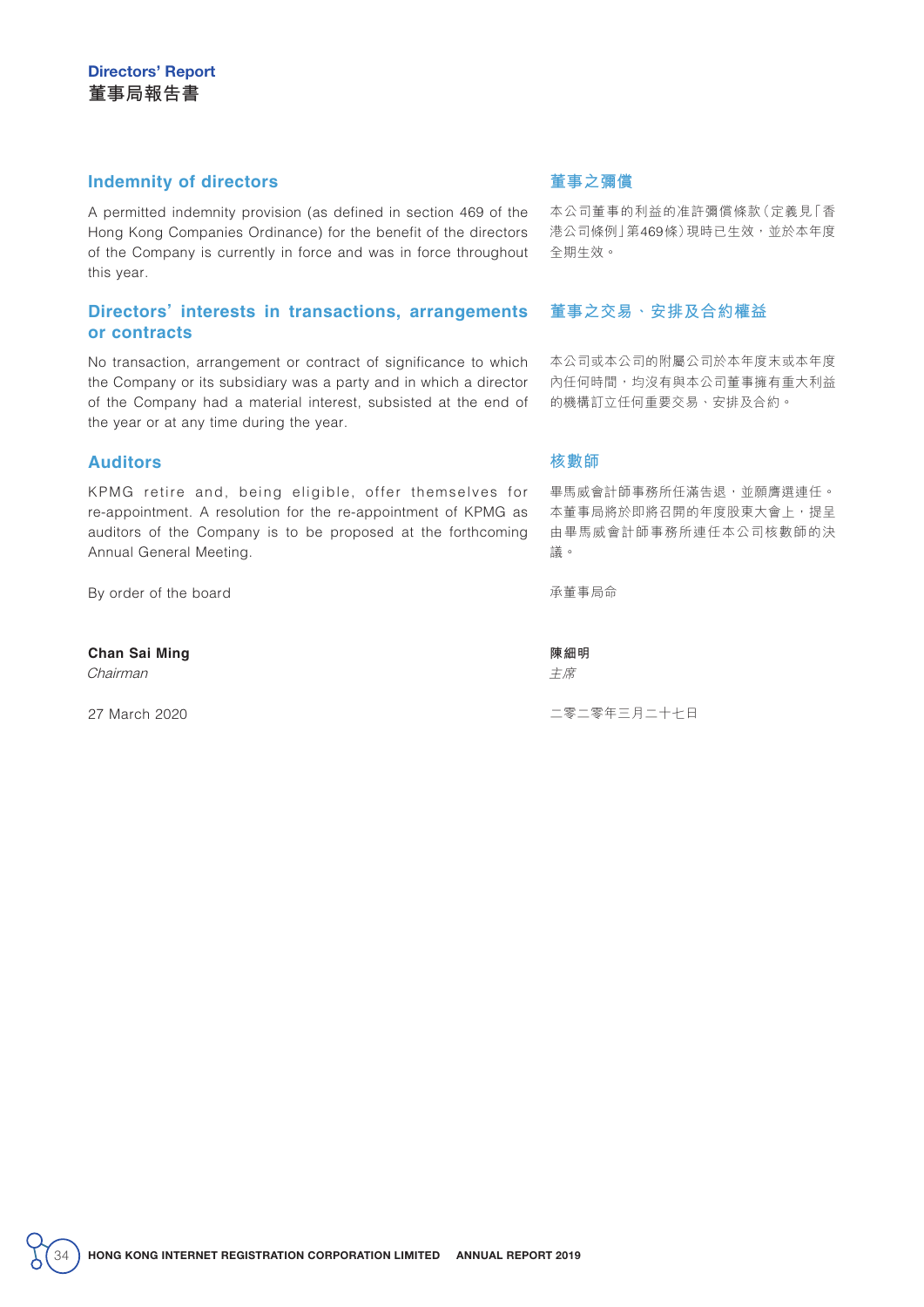## Indemnity of directors

A permitted indemnity provision (as defined in section 469 of the Hong Kong Companies Ordinance) for the benefit of the directors of the Company is currently in force and was in force throughout this year.

## Directors' interests in transactions, arrangements or contracts

No transaction, arrangement or contract of significance to which the Company or its subsidiary was a party and in which a director of the Company had a material interest, subsisted at the end of the year or at any time during the year.

## Auditors

KPMG retire and, being eligible, offer themselves for re-appointment. A resolution for the re-appointment of KPMG as auditors of the Company is to be proposed at the forthcoming Annual General Meeting.

By order of the board

**Chan Sai Ming**
*Chairman*

27 March 2020

## 董事之彌償

本公司董事的利益的准許彌償條款(定義見「香港公司條例」第469條)現時已生效,並於本年度全期生效。

## 董事之交易、安排及合約權益

本公司或本公司的附屬公司於本年度末或本年度內任何時間,均沒有與本公司董事擁有重大利益的機構訂立任何重要交易、安排及合約。

## 核數師

畢馬威會計師事務所任滿告退,並願膺選連任。本董事局將於即將召開的年度股東大會上,提呈由畢馬威會計師事務所連任本公司核數師的決議。

承董事局命

**陳細明**
*主席*

二零二零年三月二十七日